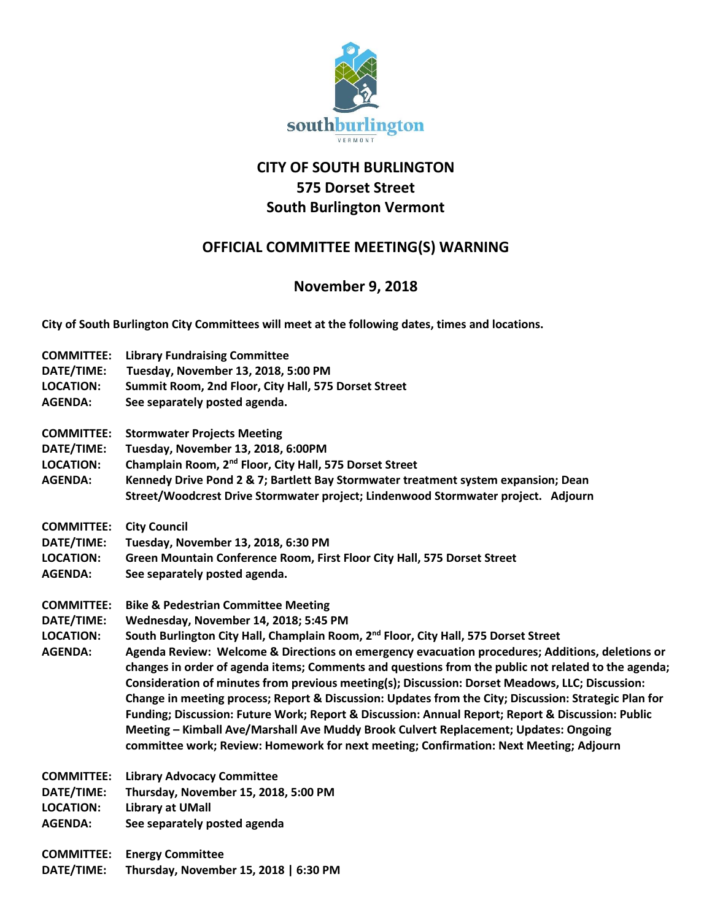# CITY OF SOUTH BURLINGTON
# 575 Dorset Street
# South Burlington Vermont

## OFFICIAL COMMITTEE MEETING(S) WARNING

## November 9, 2018

**City of South Burlington City Committees will meet at the following dates, times and locations.**

**COMMITTEE:** Library Fundraising Committee
**DATE/TIME:** Tuesday, November 13, 2018, 5:00 PM
**LOCATION:** Summit Room, 2nd Floor, City Hall, 575 Dorset Street
**AGENDA:** See separately posted agenda.

**COMMITTEE:** Stormwater Projects Meeting
**DATE/TIME:** Tuesday, November 13, 2018, 6:00PM
**LOCATION:** Champlain Room, 2nd Floor, City Hall, 575 Dorset Street
**AGENDA:** Kennedy Drive Pond 2 & 7; Bartlett Bay Stormwater treatment system expansion; Dean Street/Woodcrest Drive Stormwater project; Lindenwood Stormwater project. Adjourn

**COMMITTEE:** City Council
**DATE/TIME:** Tuesday, November 13, 2018, 6:30 PM
**LOCATION:** Green Mountain Conference Room, First Floor City Hall, 575 Dorset Street
**AGENDA:** See separately posted agenda.

**COMMITTEE:** Bike & Pedestrian Committee Meeting
**DATE/TIME:** Wednesday, November 14, 2018; 5:45 PM
**LOCATION:** South Burlington City Hall, Champlain Room, 2nd Floor, City Hall, 575 Dorset Street
**AGENDA:** Agenda Review: Welcome & Directions on emergency evacuation procedures; Additions, deletions or changes in order of agenda items; Comments and questions from the public not related to the agenda; Consideration of minutes from previous meeting(s); Discussion: Dorset Meadows, LLC; Discussion: Change in meeting process; Report & Discussion: Updates from the City; Discussion: Strategic Plan for Funding; Discussion: Future Work; Report & Discussion: Annual Report; Report & Discussion: Public Meeting – Kimball Ave/Marshall Ave Muddy Brook Culvert Replacement; Updates: Ongoing committee work; Review: Homework for next meeting; Confirmation: Next Meeting; Adjourn

**COMMITTEE:** Library Advocacy Committee
**DATE/TIME:** Thursday, November 15, 2018, 5:00 PM
**LOCATION:** Library at UMall
**AGENDA:** See separately posted agenda

**COMMITTEE:** Energy Committee
**DATE/TIME:** Thursday, November 15, 2018 | 6:30 PM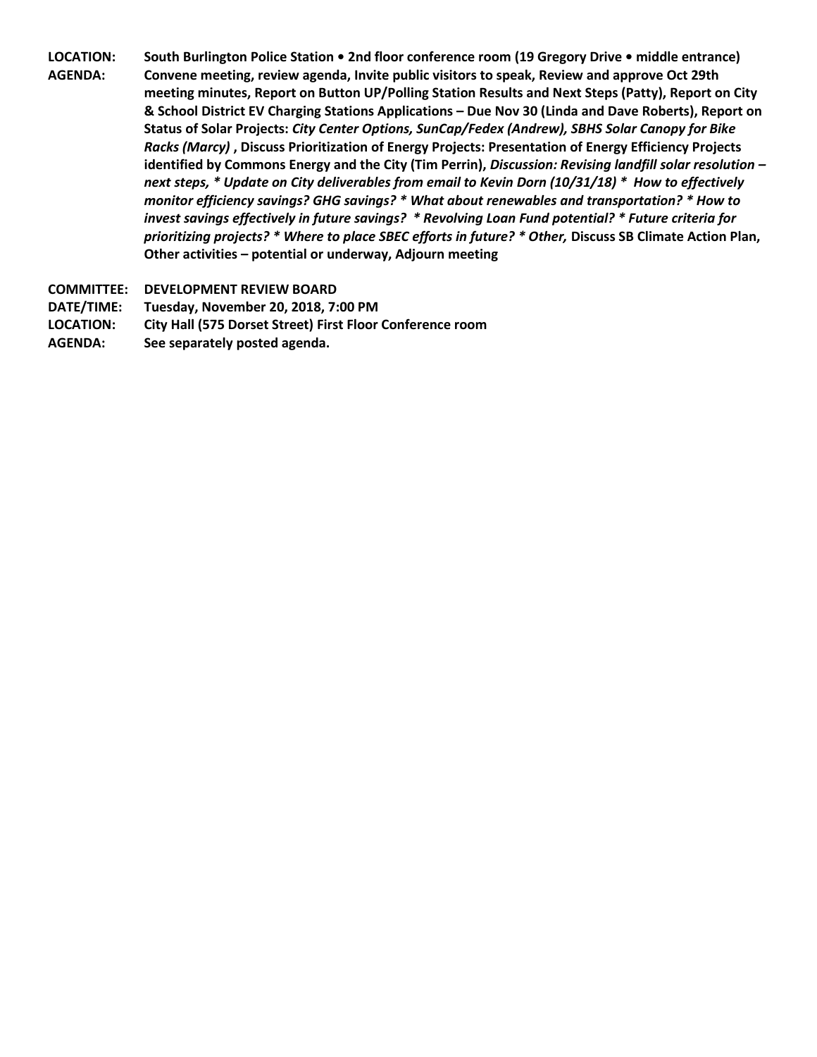**LOCATION:** **South Burlington Police Station • 2nd floor conference room (19 Gregory Drive • middle entrance)**

**AGENDA:** **Convene meeting, review agenda, Invite public visitors to speak, Review and approve Oct 29th meeting minutes, Report on Button UP/Polling Station Results and Next Steps (Patty), Report on City & School District EV Charging Stations Applications – Due Nov 30 (Linda and Dave Roberts), Report on Status of Solar Projects:** ***City Center Options, SunCap/Fedex (Andrew), SBHS Solar Canopy for Bike Racks (Marcy)*** **, Discuss Prioritization of Energy Projects: Presentation of Energy Efficiency Projects identified by Commons Energy and the City (Tim Perrin),** ***Discussion: Revising landfill solar resolution – next steps, * Update on City deliverables from email to Kevin Dorn (10/31/18) * How to effectively monitor efficiency savings? GHG savings? * What about renewables and transportation? * How to invest savings effectively in future savings? * Revolving Loan Fund potential? * Future criteria for prioritizing projects? * Where to place SBEC efforts in future? * Other,*** **Discuss SB Climate Action Plan, Other activities – potential or underway, Adjourn meeting**

**COMMITTEE:** **DEVELOPMENT REVIEW BOARD**

**DATE/TIME:** **Tuesday, November 20, 2018, 7:00 PM**

**LOCATION:** **City Hall (575 Dorset Street) First Floor Conference room**

**AGENDA:** **See separately posted agenda.**